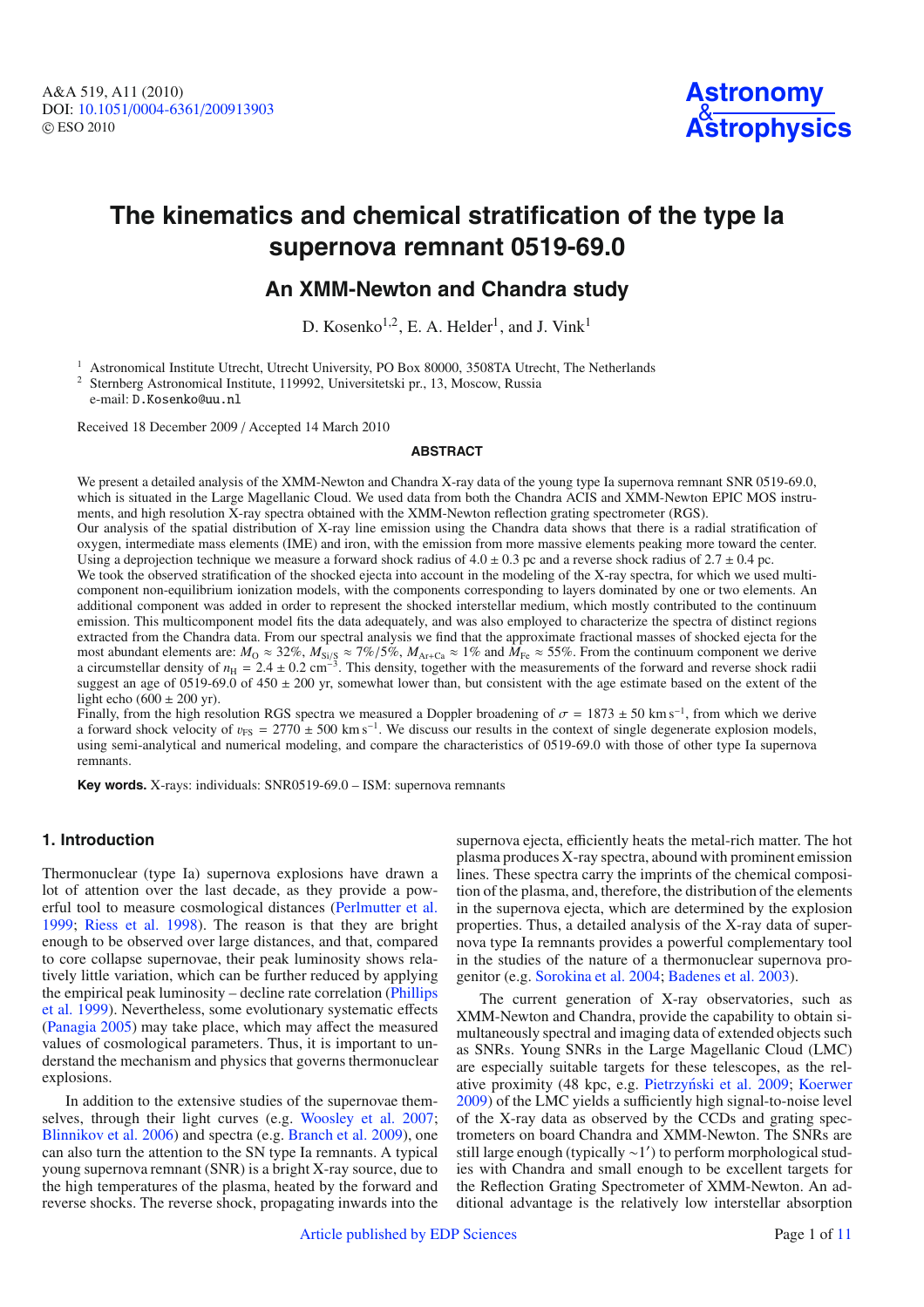# The kinematics and chemical stratification of the type Ia supernova remnant 0519-69.0

## An XMM-Newton and Chandra study

D. Kosenko[1,2], E. A. Helder[1], and J. Vink[1]

[1] Astronomical Institute Utrecht, Utrecht University, PO Box 80000, 3508TA Utrecht, The Netherlands
[2] Sternberg Astronomical Institute, 119992, Universitetski pr., 13, Moscow, Russia
e-mail: D.Kosenko@uu.nl

Received 18 December 2009 / Accepted 14 March 2010

### ABSTRACT

We present a detailed analysis of the XMM-Newton and Chandra X-ray data of the young type Ia supernova remnant SNR 0519-69.0, which is situated in the Large Magellanic Cloud. We used data from both the Chandra ACIS and XMM-Newton EPIC MOS instruments, and high resolution X-ray spectra obtained with the XMM-Newton reflection grating spectrometer (RGS).

Our analysis of the spatial distribution of X-ray line emission using the Chandra data shows that there is a radial stratification of oxygen, intermediate mass elements (IME) and iron, with the emission from more massive elements peaking more toward the center. Using a deprojection technique we measure a forward shock radius of $4.0 \pm 0.3$ pc and a reverse shock radius of $2.7 \pm 0.4$ pc.

We took the observed stratification of the shocked ejecta into account in the modeling of the X-ray spectra, for which we used multi-component non-equilibrium ionization models, with the components corresponding to layers dominated by one or two elements. An additional component was added in order to represent the shocked interstellar medium, which mostly contributed to the continuum emission. This multicomponent model fits the data adequately, and was also employed to characterize the spectra of distinct regions extracted from the Chandra data. From our spectral analysis we find that the approximate fractional masses of shocked ejecta for the most abundant elements are: $M_{\rm O} \approx 32\%$, $M_{\rm Si/S} \approx 7\%/5\%$, $M_{\rm Ar+Ca} \approx 1\%$ and $M_{\rm Fe} \approx 55\%$. From the continuum component we derive a circumstellar density of $n_{\rm H} = 2.4 \pm 0.2$ cm$^{-3}$. This density, together with the measurements of the forward and reverse shock radii suggest an age of 0519-69.0 of $450 \pm 200$ yr, somewhat lower than, but consistent with the age estimate based on the extent of the light echo ($600 \pm 200$ yr).

Finally, from the high resolution RGS spectra we measured a Doppler broadening of $\sigma = 1873 \pm 50$ km s$^{-1}$, from which we derive a forward shock velocity of $v_{\rm FS} = 2770 \pm 500$ km s$^{-1}$. We discuss our results in the context of single degenerate explosion models, using semi-analytical and numerical modeling, and compare the characteristics of 0519-69.0 with those of other type Ia supernova remnants.

**Key words.** X-rays: individuals: SNR0519-69.0 – ISM: supernova remnants

## 1. Introduction

Thermonuclear (type Ia) supernova explosions have drawn a lot of attention over the last decade, as they provide a powerful tool to measure cosmological distances (Perlmutter et al. 1999; Riess et al. 1998). The reason is that they are bright enough to be observed over large distances, and that, compared to core collapse supernovae, their peak luminosity shows relatively little variation, which can be further reduced by applying the empirical peak luminosity – decline rate correlation (Phillips et al. 1999). Nevertheless, some evolutionary systematic effects (Panagia 2005) may take place, which may affect the measured values of cosmological parameters. Thus, it is important to understand the mechanism and physics that governs thermonuclear explosions.

In addition to the extensive studies of the supernovae themselves, through their light curves (e.g. Woosley et al. 2007; Blinnikov et al. 2006) and spectra (e.g. Branch et al. 2009), one can also turn the attention to the SN type Ia remnants. A typical young supernova remnant (SNR) is a bright X-ray source, due to the high temperatures of the plasma, heated by the forward and reverse shocks. The reverse shock, propagating inwards into the supernova ejecta, efficiently heats the metal-rich matter. The hot plasma produces X-ray spectra, abound with prominent emission lines. These spectra carry the imprints of the chemical composition of the plasma, and, therefore, the distribution of the elements in the supernova ejecta, which are determined by the explosion properties. Thus, a detailed analysis of the X-ray data of supernova type Ia remnants provides a powerful complementary tool in the studies of the nature of a thermonuclear supernova progenitor (e.g. Sorokina et al. 2004; Badenes et al. 2003).

The current generation of X-ray observatories, such as XMM-Newton and Chandra, provide the capability to obtain simultaneously spectral and imaging data of extended objects such as SNRs. Young SNRs in the Large Magellanic Cloud (LMC) are especially suitable targets for these telescopes, as the relative proximity (48 kpc, e.g. Pietrzyński et al. 2009; Koerwer 2009) of the LMC yields a sufficiently high signal-to-noise level of the X-ray data as observed by the CCDs and grating spectrometers on board Chandra and XMM-Newton. The SNRs are still large enough (typically $\sim 1'$) to perform morphological studies with Chandra and small enough to be excellent targets for the Reflection Grating Spectrometer of XMM-Newton. An additional advantage is the relatively low interstellar absorption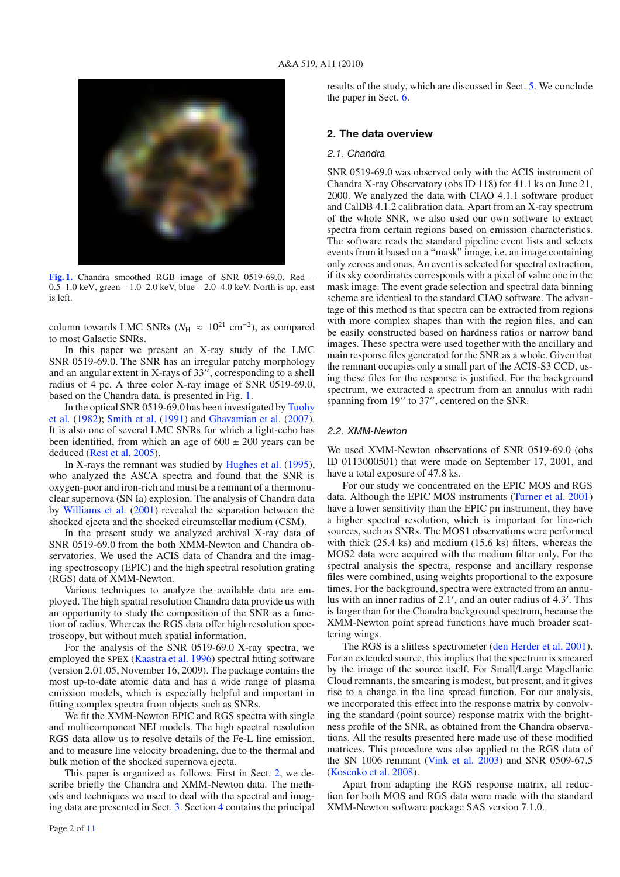Fig. 1. Chandra smoothed RGB image of SNR 0519-69.0. Red – 0.5–1.0 keV, green – 1.0–2.0 keV, blue – 2.0–4.0 keV. North is up, east is left.

column towards LMC SNRs ($N_{\rm H} \approx 10^{21}$ cm$^{-2}$), as compared to most Galactic SNRs.

In this paper we present an X-ray study of the LMC SNR 0519-69.0. The SNR has an irregular patchy morphology and an angular extent in X-rays of 33″, corresponding to a shell radius of 4 pc. A three color X-ray image of SNR 0519-69.0, based on the Chandra data, is presented in Fig. 1.

In the optical SNR 0519-69.0 has been investigated by Tuohy et al. (1982); Smith et al. (1991) and Ghavamian et al. (2007). It is also one of several LMC SNRs for which a light-echo has been identified, from which an age of 600 ± 200 years can be deduced (Rest et al. 2005).

In X-rays the remnant was studied by Hughes et al. (1995), who analyzed the ASCA spectra and found that the SNR is oxygen-poor and iron-rich and must be a remnant of a thermonuclear supernova (SN Ia) explosion. The analysis of Chandra data by Williams et al. (2001) revealed the separation between the shocked ejecta and the shocked circumstellar medium (CSM).

In the present study we analyzed archival X-ray data of SNR 0519-69.0 from the both XMM-Newton and Chandra observatories. We used the ACIS data of Chandra and the imaging spectroscopy (EPIC) and the high spectral resolution grating (RGS) data of XMM-Newton.

Various techniques to analyze the available data are employed. The high spatial resolution Chandra data provide us with an opportunity to study the composition of the SNR as a function of radius. Whereas the RGS data offer high resolution spectroscopy, but without much spatial information.

For the analysis of the SNR 0519-69.0 X-ray spectra, we employed the SPEX (Kaastra et al. 1996) spectral fitting software (version 2.01.05, November 16, 2009). The package contains the most up-to-date atomic data and has a wide range of plasma emission models, which is especially helpful and important in fitting complex spectra from objects such as SNRs.

We fit the XMM-Newton EPIC and RGS spectra with single and multicomponent NEI models. The high spectral resolution RGS data allow us to resolve details of the Fe-L line emission, and to measure line velocity broadening, due to the thermal and bulk motion of the shocked supernova ejecta.

This paper is organized as follows. First in Sect. 2, we describe briefly the Chandra and XMM-Newton data. The methods and techniques we used to deal with the spectral and imaging data are presented in Sect. 3. Section 4 contains the principal results of the study, which are discussed in Sect. 5. We conclude the paper in Sect. 6.

## 2. The data overview

### 2.1. Chandra

SNR 0519-69.0 was observed only with the ACIS instrument of Chandra X-ray Observatory (obs ID 118) for 41.1 ks on June 21, 2000. We analyzed the data with CIAO 4.1.1 software product and CalDB 4.1.2 calibration data. Apart from an X-ray spectrum of the whole SNR, we also used our own software to extract spectra from certain regions based on emission characteristics. The software reads the standard pipeline event lists and selects events from it based on a "mask" image, i.e. an image containing only zeroes and ones. An event is selected for spectral extraction, if its sky coordinates corresponds with a pixel of value one in the mask image. The event grade selection and spectral data binning scheme are identical to the standard CIAO software. The advantage of this method is that spectra can be extracted from regions with more complex shapes than with the region files, and can be easily constructed based on hardness ratios or narrow band images. These spectra were used together with the ancillary and main response files generated for the SNR as a whole. Given that the remnant occupies only a small part of the ACIS-S3 CCD, using these files for the response is justified. For the background spectrum, we extracted a spectrum from an annulus with radii spanning from 19″ to 37″, centered on the SNR.

### 2.2. XMM-Newton

We used XMM-Newton observations of SNR 0519-69.0 (obs ID 0113000501) that were made on September 17, 2001, and have a total exposure of 47.8 ks.

For our study we concentrated on the EPIC MOS and RGS data. Although the EPIC MOS instruments (Turner et al. 2001) have a lower sensitivity than the EPIC pn instrument, they have a higher spectral resolution, which is important for line-rich sources, such as SNRs. The MOS1 observations were performed with thick (25.4 ks) and medium (15.6 ks) filters, whereas the MOS2 data were acquired with the medium filter only. For the spectral analysis the spectra, response and ancillary response files were combined, using weights proportional to the exposure times. For the background, spectra were extracted from an annulus with an inner radius of 2.1′, and an outer radius of 4.3′. This is larger than for the Chandra background spectrum, because the XMM-Newton point spread functions have much broader scattering wings.

The RGS is a slitless spectrometer (den Herder et al. 2001). For an extended source, this implies that the spectrum is smeared by the image of the source itself. For Small/Large Magellanic Cloud remnants, the smearing is modest, but present, and it gives rise to a change in the line spread function. For our analysis, we incorporated this effect into the response matrix by convolving the standard (point source) response matrix with the brightness profile of the SNR, as obtained from the Chandra observations. All the results presented here made use of these modified matrices. This procedure was also applied to the RGS data of the SN 1006 remnant (Vink et al. 2003) and SNR 0509-67.5 (Kosenko et al. 2008).

Apart from adapting the RGS response matrix, all reduction for both MOS and RGS data were made with the standard XMM-Newton software package SAS version 7.1.0.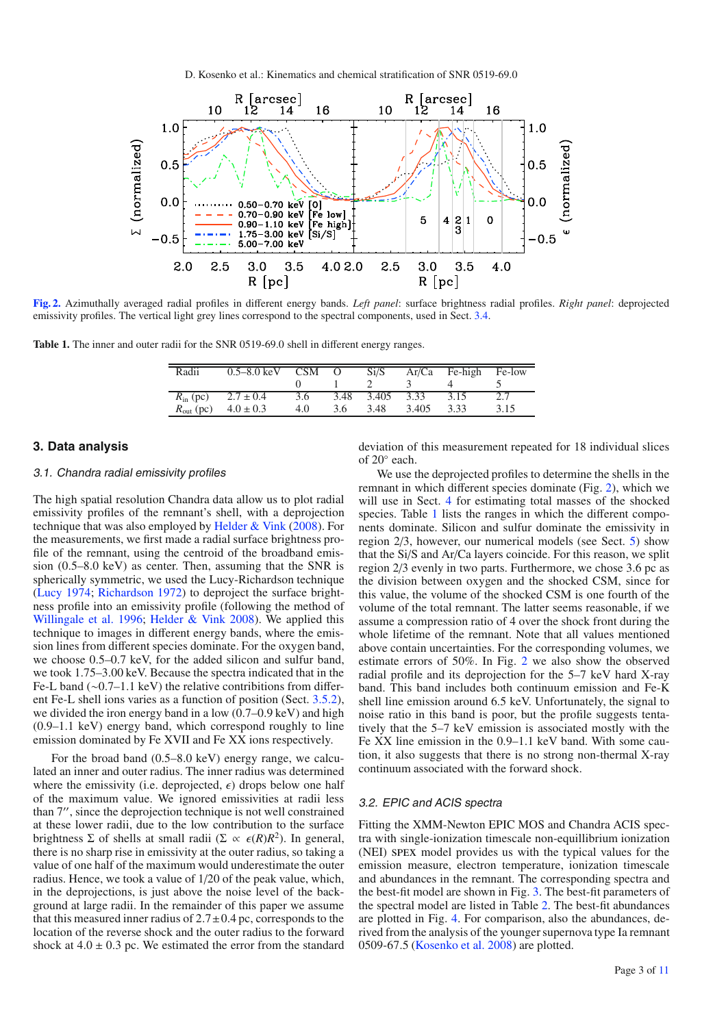Fig. 2. Azimuthally averaged radial profiles in different energy bands. *Left panel*: surface brightness radial profiles. *Right panel*: deprojected emissivity profiles. The vertical light grey lines correspond to the spectral components, used in Sect. 3.4.

**Table 1.** The inner and outer radii for the SNR 0519-69.0 shell in different energy ranges.

| Radii | 0.5–8.0 keV | CSM | O | Si/S | Ar/Ca | Fe-high | Fe-low |
|---|---|---|---|---|---|---|---|
| | | 0 | 1 | 2 | 3 | 4 | 5 |
| $R_{\rm in}$ (pc) | $2.7 \pm 0.4$ | 3.6 | 3.48 | 3.405 | 3.33 | 3.15 | 2.7 |
| $R_{\rm out}$ (pc) | $4.0 \pm 0.3$ | 4.0 | 3.6 | 3.48 | 3.405 | 3.33 | 3.15 |

## 3. Data analysis

### 3.1. Chandra radial emissivity profiles

The high spatial resolution Chandra data allow us to plot radial emissivity profiles of the remnant's shell, with a deprojection technique that was also employed by Helder & Vink (2008). For the measurements, we first made a radial surface brightness profile of the remnant, using the centroid of the broadband emission (0.5–8.0 keV) as center. Then, assuming that the SNR is spherically symmetric, we used the Lucy-Richardson technique (Lucy 1974; Richardson 1972) to deproject the surface brightness profile into an emissivity profile (following the method of Willingale et al. 1996; Helder & Vink 2008). We applied this technique to images in different energy bands, where the emission lines from different species dominate. For the oxygen band, we choose 0.5–0.7 keV, for the added silicon and sulfur band, we took 1.75–3.00 keV. Because the spectra indicated that in the Fe-L band (∼0.7–1.1 keV) the relative contributions from different Fe-L shell ions varies as a function of position (Sect. 3.5.2), we divided the iron energy band in a low (0.7–0.9 keV) and high (0.9–1.1 keV) energy band, which correspond roughly to line emission dominated by Fe XVII and Fe XX ions respectively.

For the broad band (0.5–8.0 keV) energy range, we calculated an inner and outer radius. The inner radius was determined where the emissivity (i.e. deprojected, $\epsilon$) drops below one half of the maximum value. We ignored emissivities at radii less than 7′′, since the deprojection technique is not well constrained at these lower radii, due to the low contribution to the surface brightness $\Sigma$ of shells at small radii ($\Sigma \propto \epsilon(R)R^2$). In general, there is no sharp rise in emissivity at the outer radius, so taking a value of one half of the maximum would underestimate the outer radius. Hence, we took a value of 1/20 of the peak value, which, in the deprojections, is just above the noise level of the background at large radii. In the remainder of this paper we assume that this measured inner radius of $2.7 \pm 0.4$ pc, corresponds to the location of the reverse shock and the outer radius to the forward shock at $4.0 \pm 0.3$ pc. We estimated the error from the standard deviation of this measurement repeated for 18 individual slices of 20° each.

We use the deprojected profiles to determine the shells in the remnant in which different species dominate (Fig. 2), which we will use in Sect. 4 for estimating total masses of the shocked species. Table 1 lists the ranges in which the different components dominate. Silicon and sulfur dominate the emissivity in region 2/3, however, our numerical models (see Sect. 5) show that the Si/S and Ar/Ca layers coincide. For this reason, we split region 2/3 evenly in two parts. Furthermore, we chose 3.6 pc as the division between oxygen and the shocked CSM, since for this value, the volume of the shocked CSM is one fourth of the volume of the total remnant. The latter seems reasonable, if we assume a compression ratio of 4 over the shock front during the whole lifetime of the remnant. Note that all values mentioned above contain uncertainties. For the corresponding volumes, we estimate errors of 50%. In Fig. 2 we also show the observed radial profile and its deprojection for the 5–7 keV hard X-ray band. This band includes both continuum emission and Fe-K shell line emission around 6.5 keV. Unfortunately, the signal to noise ratio in this band is poor, but the profile suggests tentatively that the 5–7 keV emission is associated mostly with the Fe XX line emission in the 0.9–1.1 keV band. With some caution, it also suggests that there is no strong non-thermal X-ray continuum associated with the forward shock.

### 3.2. EPIC and ACIS spectra

Fitting the XMM-Newton EPIC MOS and Chandra ACIS spectra with single-ionization timescale non-equillibrium ionization (NEI) SPEX model provides us with the typical values for the emission measure, electron temperature, ionization timescale and abundances in the remnant. The corresponding spectra and the best-fit model are shown in Fig. 3. The best-fit parameters of the spectral model are listed in Table 2. The best-fit abundances are plotted in Fig. 4. For comparison, also the abundances, derived from the analysis of the younger supernova type Ia remnant 0509-67.5 (Kosenko et al. 2008) are plotted.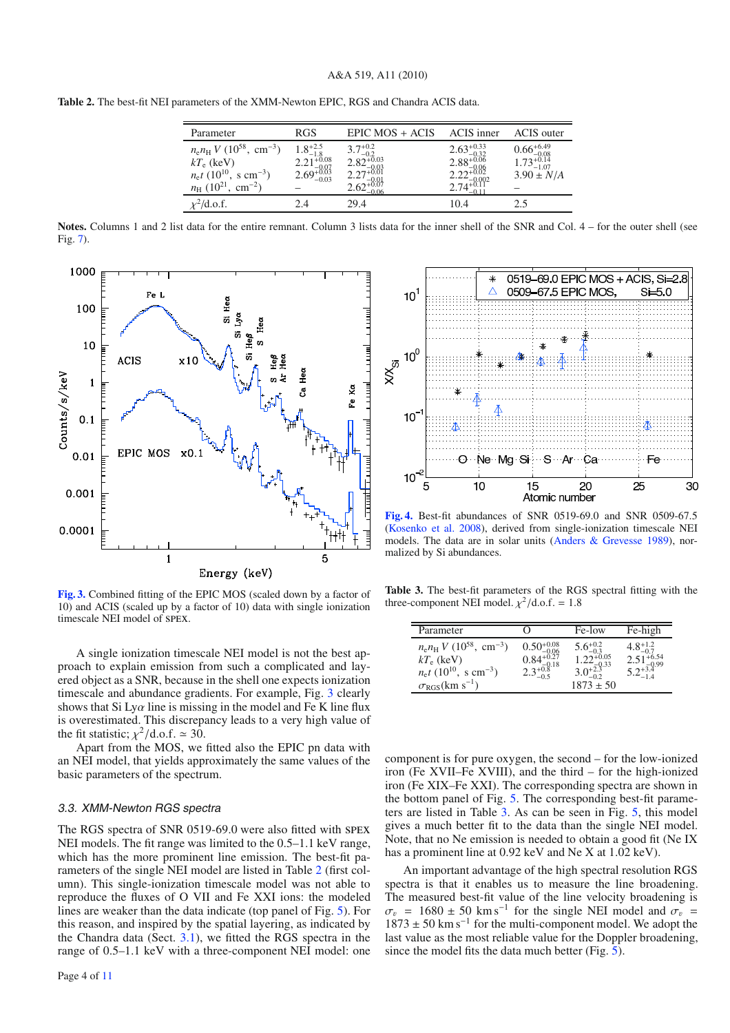**Table 2.** The best-fit NEI parameters of the XMM-Newton EPIC, RGS and Chandra ACIS data.

| Parameter | RGS | EPIC MOS + ACIS | ACIS inner | ACIS outer |
|---|---|---|---|---|
| $n_e n_H V$ ($10^{58}$, $cm^{-3}$) | $1.8^{+2.5}_{-1.8}$ | $3.7^{+0.2}_{-0.2}$ | $2.63^{+0.33}_{-0.32}$ | $0.66^{+6.49}_{-0.08}$ |
| $kT_e$ (keV) | $2.21^{+0.08}_{-0.07}$ | $2.82^{+0.03}_{-0.03}$ | $2.88^{+0.06}_{-0.06}$ | $1.73^{+0.14}_{-1.07}$ |
| $n_e t$ ($10^{10}$, s $cm^{-3}$) | $2.69^{+0.03}_{-0.03}$ | $2.27^{+0.01}_{-0.01}$ | $2.22^{+0.02}_{-0.002}$ | $3.90 \pm N/A$ |
| $n_H$ ($10^{21}$, $cm^{-2}$) | – | $2.62^{+0.07}_{-0.06}$ | $2.74^{+0.11}_{-0.11}$ | – |
| $\chi^2$/d.o.f. | 2.4 | 29.4 | 10.4 | 2.5 |

**Notes.** Columns 1 and 2 list data for the entire remnant. Column 3 lists data for the inner shell of the SNR and Col. 4 – for the outer shell (see Fig. 7).

**Fig. 3.** Combined fitting of the EPIC MOS (scaled down by a factor of 10) and ACIS (scaled up by a factor of 10) data with single ionization timescale NEI model of SPEX.

**Fig. 4.** Best-fit abundances of SNR 0519-69.0 and SNR 0509-67.5 (Kosenko et al. 2008), derived from single-ionization timescale NEI models. The data are in solar units (Anders & Grevesse 1989), normalized by Si abundances.

A single ionization timescale NEI model is not the best approach to explain emission from such a complicated and layered object as a SNR, because in the shell one expects ionization timescale and abundance gradients. For example, Fig. 3 clearly shows that Si Ly$\alpha$ line is missing in the model and Fe K line flux is overestimated. This discrepancy leads to a very high value of the fit statistic; $\chi^2$/d.o.f. $\simeq$ 30.

Apart from the MOS, we fitted also the EPIC pn data with an NEI model, that yields approximately the same values of the basic parameters of the spectrum.

### 3.3. XMM-Newton RGS spectra

The RGS spectra of SNR 0519-69.0 were also fitted with SPEX NEI models. The fit range was limited to the 0.5–1.1 keV range, which has the more prominent line emission. The best-fit parameters of the single NEI model are listed in Table 2 (first column). This single-ionization timescale model was not able to reproduce the fluxes of O VII and Fe XXI ions: the modeled lines are weaker than the data indicate (top panel of Fig. 5). For this reason, and inspired by the spatial layering, as indicated by the Chandra data (Sect. 3.1), we fitted the RGS spectra in the range of 0.5–1.1 keV with a three-component NEI model: one component is for pure oxygen, the second – for the low-ionized iron (Fe XVII–Fe XVIII), and the third – for the high-ionized iron (Fe XIX–Fe XXI). The corresponding spectra are shown in the bottom panel of Fig. 5. The corresponding best-fit parameters are listed in Table 3. As can be seen in Fig. 5, this model gives a much better fit to the data than the single NEI model. Note, that no Ne emission is needed to obtain a good fit (Ne IX has a prominent line at 0.92 keV and Ne X at 1.02 keV).

**Table 3.** The best-fit parameters of the RGS spectral fitting with the three-component NEI model. $\chi^2$/d.o.f. = 1.8

| Parameter | O | Fe-low | Fe-high |
|---|---|---|---|
| $n_e n_H V$ ($10^{58}$, $cm^{-3}$) | $0.50^{+0.08}_{-0.06}$ | $5.6^{+0.2}_{-0.3}$ | $4.8^{+1.2}_{-0.7}$ |
| $kT_e$ (keV) | $0.84^{+0.27}_{-0.18}$ | $1.22^{+0.05}_{-0.33}$ | $2.51^{+6.54}_{-0.99}$ |
| $n_e t$ ($10^{10}$, s $cm^{-3}$) | $2.3^{+0.8}_{-0.5}$ | $3.0^{+2.3}_{-0.2}$ | $5.2^{+3.4}_{-1.4}$ |
| $\sigma_{RGS}$(km $s^{-1}$) | | $1873 \pm 50$ | |

An important advantage of the high spectral resolution RGS spectra is that it enables us to measure the line broadening. The measured best-fit value of the line velocity broadening is $\sigma_v$ = 1680 ± 50 km $s^{-1}$ for the single NEI model and $\sigma_v$ = 1873 ± 50 km $s^{-1}$ for the multi-component model. We adopt the last value as the most reliable value for the Doppler broadening, since the model fits the data much better (Fig. 5).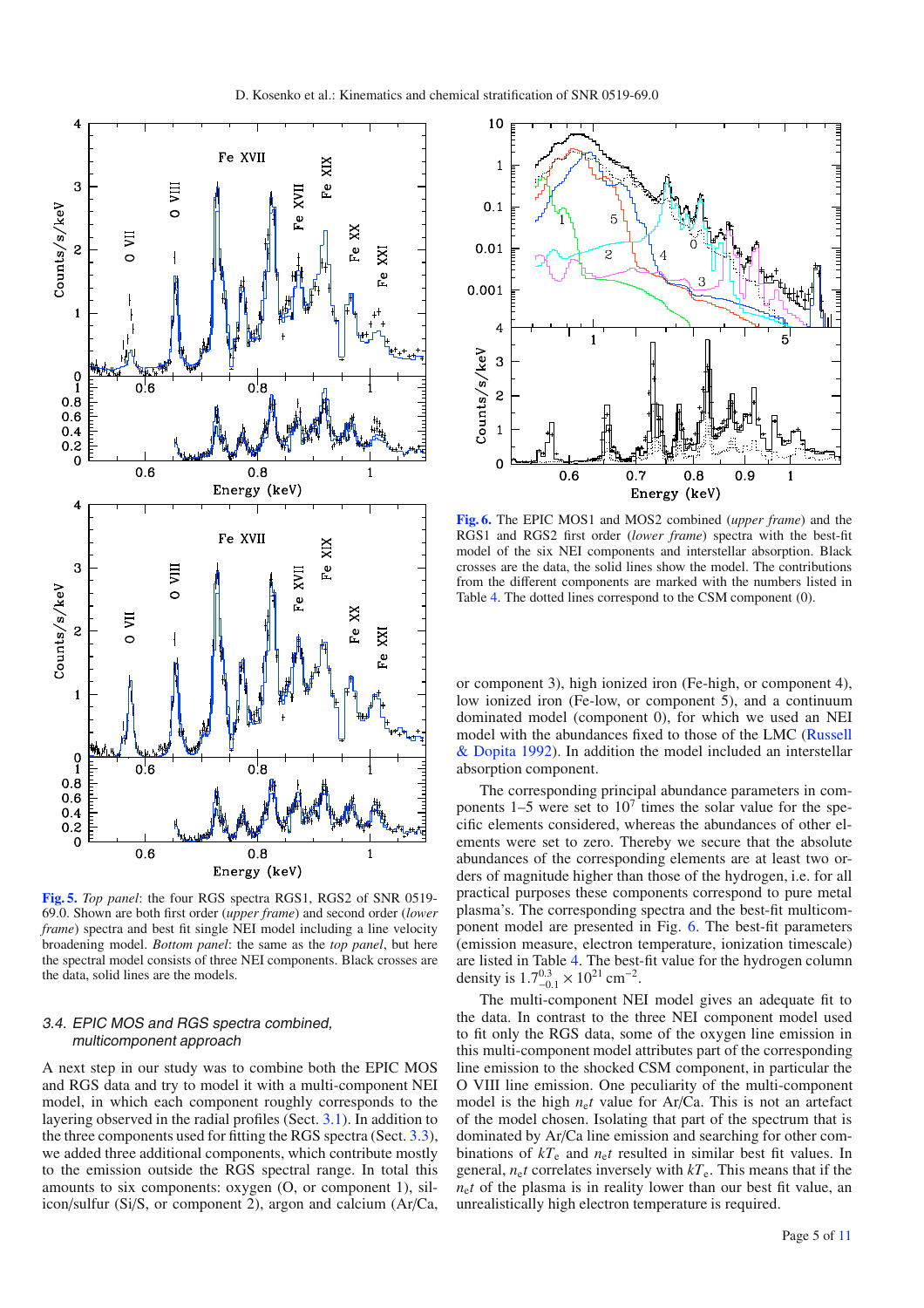**Fig. 5.** *Top panel*: the four RGS spectra RGS1, RGS2 of SNR 0519-69.0. Shown are both first order (*upper frame*) and second order (*lower frame*) spectra and best fit single NEI model including a line velocity broadening model. *Bottom panel*: the same as the *top panel*, but here the spectral model consists of three NEI components. Black crosses are the data, solid lines are the models.

**Fig. 6.** The EPIC MOS1 and MOS2 combined (*upper frame*) and the RGS1 and RGS2 first order (*lower frame*) spectra with the best-fit model of the six NEI components and interstellar absorption. Black crosses are the data, the solid lines show the model. The contributions from the different components are marked with the numbers listed in Table 4. The dotted lines correspond to the CSM component (0).

### 3.4. EPIC MOS and RGS spectra combined, multicomponent approach

A next step in our study was to combine both the EPIC MOS and RGS data and try to model it with a multi-component NEI model, in which each component roughly corresponds to the layering observed in the radial profiles (Sect. 3.1). In addition to the three components used for fitting the RGS spectra (Sect. 3.3), we added three additional components, which contribute mostly to the emission outside the RGS spectral range. In total this amounts to six components: oxygen (O, or component 1), silicon/sulfur (Si/S, or component 2), argon and calcium (Ar/Ca, or component 3), high ionized iron (Fe-high, or component 4), low ionized iron (Fe-low, or component 5), and a continuum dominated model (component 0), for which we used an NEI model with the abundances fixed to those of the LMC (Russell & Dopita 1992). In addition the model included an interstellar absorption component.

The corresponding principal abundance parameters in components 1–5 were set to $10^7$ times the solar value for the specific elements considered, whereas the abundances of other elements were set to zero. Thereby we secure that the absolute abundances of the corresponding elements are at least two orders of magnitude higher than those of the hydrogen, i.e. for all practical purposes these components correspond to pure metal plasma's. The corresponding spectra and the best-fit multicomponent model are presented in Fig. 6. The best-fit parameters (emission measure, electron temperature, ionization timescale) are listed in Table 4. The best-fit value for the hydrogen column density is $1.7^{0.3}_{-0.1} \times 10^{21}$ cm$^{-2}$.

The multi-component NEI model gives an adequate fit to the data. In contrast to the three NEI component model used to fit only the RGS data, some of the oxygen line emission in this multi-component model attributes part of the corresponding line emission to the shocked CSM component, in particular the O VIII line emission. One peculiarity of the multi-component model is the high $n_e t$ value for Ar/Ca. This is not an artefact of the model chosen. Isolating that part of the spectrum that is dominated by Ar/Ca line emission and searching for other combinations of $kT_e$ and $n_e t$ resulted in similar best fit values. In general, $n_e t$ correlates inversely with $kT_e$. This means that if the $n_e t$ of the plasma is in reality lower than our best fit value, an unrealistically high electron temperature is required.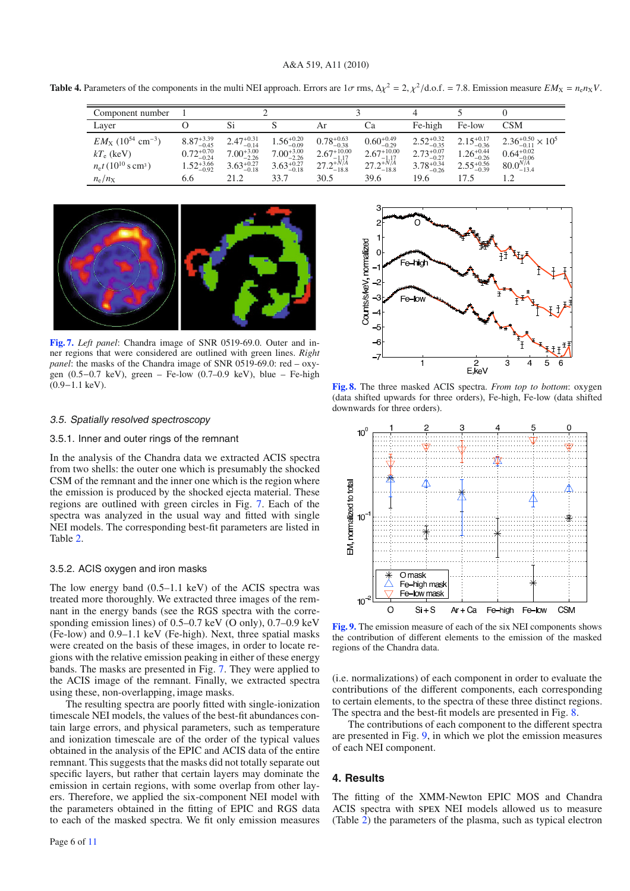**Table 4.** Parameters of the components in the multi NEI approach. Errors are 1$\sigma$ rms, $\Delta\chi^2 = 2$, $\chi^2$/d.o.f. = 7.8. Emission measure $EM_X = n_e n_X V$.

| Component number | 1 | 2 | | 3 | | 4 | 5 | 0 |
|---|---|---|---|---|---|---|---|---|
| Layer | O | Si | S | Ar | Ca | Fe-high | Fe-low | CSM |
| $EM_X$ ($10^{54}$ cm$^{-3}$) | $8.87^{+3.39}_{-0.45}$ | $2.47^{+0.31}_{-0.14}$ | $1.56^{+0.20}_{-0.09}$ | $0.78^{+0.63}_{-0.38}$ | $0.60^{+0.49}_{-0.29}$ | $2.52^{+0.32}_{-0.35}$ | $2.15^{+0.17}_{-0.36}$ | $2.36^{+0.50}_{-0.11} \times 10^5$ |
| $kT_e$ (keV) | $0.72^{+0.70}_{-0.24}$ | $7.00^{+3.00}_{-2.26}$ | $7.00^{+3.00}_{-2.26}$ | $2.67^{+10.00}_{-1.17}$ | $2.67^{+10.00}_{-1.17}$ | $2.73^{+0.07}_{-0.27}$ | $1.26^{+0.44}_{-0.26}$ | $0.64^{+0.02}_{-0.06}$ |
| $n_e t$ ($10^{10}$ s cm$^{-3}$) | $1.52^{+3.66}_{-0.92}$ | $3.63^{+0.27}_{-0.18}$ | $3.63^{+0.27}_{-0.18}$ | $27.2^{+N/A}_{-18.8}$ | $27.2^{+N/A}_{-18.8}$ | $3.78^{+0.34}_{-0.26}$ | $2.55^{+0.56}_{-0.39}$ | $80.0^{N/A}_{-13.4}$ |
| $n_e/n_X$ | 6.6 | 21.2 | 33.7 | 30.5 | 39.6 | 19.6 | 17.5 | 1.2 |

**Fig. 7.** *Left panel*: Chandra image of SNR 0519-69.0. Outer and inner regions that were considered are outlined with green lines. *Right panel*: the masks of the Chandra image of SNR 0519-69.0: red – oxygen (0.5–0.7 keV), green – Fe-low (0.7–0.9 keV), blue – Fe-high (0.9–1.1 keV).

**Fig. 8.** The three masked ACIS spectra. *From top to bottom*: oxygen (data shifted upwards for three orders), Fe-high, Fe-low (data shifted downwards for three orders).

**Fig. 9.** The emission measure of each of the six NEI components shows the contribution of different elements to the emission of the masked regions of the Chandra data.

### 3.5. Spatially resolved spectroscopy

#### 3.5.1. Inner and outer rings of the remnant

In the analysis of the Chandra data we extracted ACIS spectra from two shells: the outer one which is presumably the shocked CSM of the remnant and the inner one which is the region where the emission is produced by the shocked ejecta material. These regions are outlined with green circles in Fig. 7. Each of the spectra was analyzed in the usual way and fitted with single NEI models. The corresponding best-fit parameters are listed in Table 2.

#### 3.5.2. ACIS oxygen and iron masks

The low energy band (0.5–1.1 keV) of the ACIS spectra was treated more thoroughly. We extracted three images of the remnant in the energy bands (see the RGS spectra with the corresponding emission lines) of 0.5–0.7 keV (O only), 0.7–0.9 keV (Fe-low) and 0.9–1.1 keV (Fe-high). Next, three spatial masks were created on the basis of these images, in order to locate regions with the relative emission peaking in either of these energy bands. The masks are presented in Fig. 7. They were applied to the ACIS image of the remnant. Finally, we extracted spectra using these, non-overlapping, image masks.

The resulting spectra are poorly fitted with single-ionization timescale NEI models, the values of the best-fit abundances contain large errors, and physical parameters, such as temperature and ionization timescale are of the order of the typical values obtained in the analysis of the EPIC and ACIS data of the entire remnant. This suggests that the masks did not totally separate out specific layers, but rather that certain layers may dominate the emission in certain regions, with some overlap from other layers. Therefore, we applied the six-component NEI model with the parameters obtained in the fitting of EPIC and RGS data to each of the masked spectra. We fit only emission measures (i.e. normalizations) of each component in order to evaluate the contributions of the different components, each corresponding to certain elements, to the spectra of these three distinct regions. The spectra and the best-fit models are presented in Fig. 8.

The contributions of each component to the different spectra are presented in Fig. 9, in which we plot the emission measures of each NEI component.

## 4. Results

The fitting of the XMM-Newton EPIC MOS and Chandra ACIS spectra with SPEX NEI models allowed us to measure (Table 2) the parameters of the plasma, such as typical electron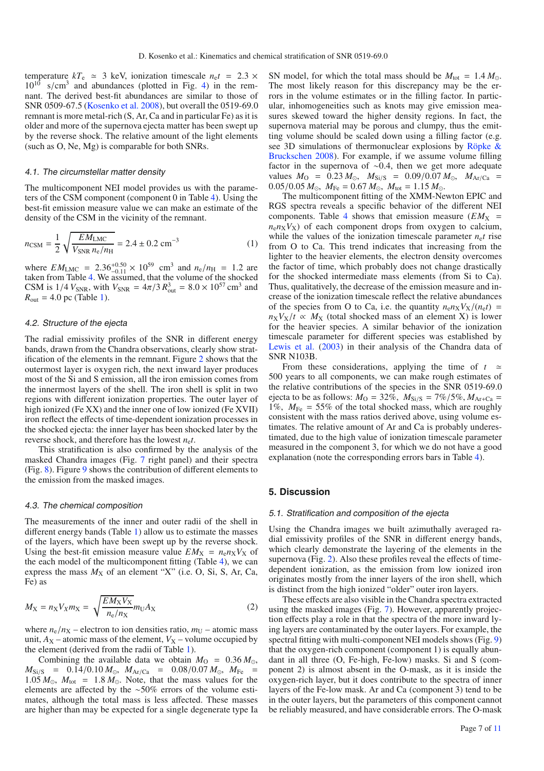temperature $kT_e \simeq 3$ keV, ionization timescale $n_e t = 2.3 \times 10^{10}$ s/cm$^3$ and abundances (plotted in Fig. 4) in the remnant. The derived best-fit abundances are similar to those of SNR 0509-67.5 (Kosenko et al. 2008), but overall the 0519-69.0 remnant is more metal-rich (S, Ar, Ca and in particular Fe) as it is older and more of the supernova ejecta matter has been swept up by the reverse shock. The relative amount of the light elements (such as O, Ne, Mg) is comparable for both SNRs.

### 4.1. The circumstellar matter density

The multicomponent NEI model provides us with the parameters of the CSM component (component 0 in Table 4). Using the best-fit emission measure value we can make an estimate of the density of the CSM in the vicinity of the remnant.

$$n_{\mathrm{CSM}} = \frac{1}{2}\sqrt{\frac{EM_{\mathrm{LMC}}}{V_{\mathrm{SNR}}\, n_e/n_{\mathrm{H}}}} = 2.4 \pm 0.2 \text{ cm}^{-3} \tag{1}$$

where $EM_{\mathrm{LMC}} = 2.36^{+0.50}_{-0.11} \times 10^{59}$ cm$^3$ and $n_e/n_{\mathrm{H}} = 1.2$ are taken from Table 4. We assumed, that the volume of the shocked CSM is $1/4\, V_{\mathrm{SNR}}$, with $V_{\mathrm{SNR}} = 4\pi/3\, R^3_{\mathrm{out}} = 8.0 \times 10^{57}$ cm$^3$ and $R_{\mathrm{out}} = 4.0$ pc (Table 1).

### 4.2. Structure of the ejecta

The radial emissivity profiles of the SNR in different energy bands, drawn from the Chandra observations, clearly show stratification of the elements in the remnant. Figure 2 shows that the outermost layer is oxygen rich, the next inward layer produces most of the Si and S emission, all the iron emission comes from the innermost layers of the shell. The iron shell is split in two regions with different ionization properties. The outer layer of high ionized (Fe XX) and the inner one of low ionized (Fe XVII) iron reflect the effects of time-dependent ionization processes in the shocked ejecta: the inner layer has been shocked later by the reverse shock, and therefore has the lowest $n_e t$.

This stratification is also confirmed by the analysis of the masked Chandra images (Fig. 7 right panel) and their spectra (Fig. 8). Figure 9 shows the contribution of different elements to the emission from the masked images.

### 4.3. The chemical composition

The measurements of the inner and outer radii of the shell in different energy bands (Table 1) allow us to estimate the masses of the layers, which have been swept up by the reverse shock. Using the best-fit emission measure value $EM_X = n_e n_X V_X$ of the each model of the multicomponent fitting (Table 4), we can express the mass $M_X$ of an element "X" (i.e. O, Si, S, Ar, Ca, Fe) as

$$M_X = n_X V_X m_X = \sqrt{\frac{EM_X V_X}{n_e/n_X}}\, m_U A_X \tag{2}$$

where $n_e/n_X$ – electron to ion densities ratio, $m_U$ – atomic mass unit, $A_X$ – atomic mass of the element, $V_X$ – volume occupied by the element (derived from the radii of Table 1).

Combining the available data we obtain $M_O = 0.36\, M_\odot$, $M_{\mathrm{Si/S}} = 0.14/0.10\, M_\odot$, $M_{\mathrm{Ar/Ca}} = 0.08/0.07\, M_\odot$, $M_{\mathrm{Fe}} = 1.05\, M_\odot$, $M_{\mathrm{tot}} = 1.8\, M_\odot$. Note, that the mass values for the elements are affected by the ~50% errors of the volume estimates, although the total mass is less affected. These masses are higher than may be expected for a single degenerate type Ia SN model, for which the total mass should be $M_{\mathrm{tot}} = 1.4\, M_\odot$. The most likely reason for this discrepancy may be the errors in the volume estimates or in the filling factor. In particular, inhomogeneities such as knots may give emission measures skewed toward the higher density regions. In fact, the supernova material may be porous and clumpy, thus the emitting volume should be scaled down using a filling factor (e.g. see 3D simulations of thermonuclear explosions by Röpke & Bruckschen 2008). For example, if we assume volume filling factor in the supernova of ~0.4, then we get more adequate values $M_O = 0.23\, M_\odot$, $M_{\mathrm{Si/S}} = 0.09/0.07\, M_\odot$, $M_{\mathrm{Ar/Ca}} = 0.05/0.05\, M_\odot$, $M_{\mathrm{Fe}} = 0.67\, M_\odot$, $M_{\mathrm{tot}} = 1.15\, M_\odot$.

The multicomponent fitting of the XMM-Newton EPIC and RGS spectra reveals a specific behavior of the different NEI components. Table 4 shows that emission measure ($EM_X = n_e n_X V_X$) of each component drops from oxygen to calcium, while the values of the ionization timescale parameter $n_e t$ rise from O to Ca. This trend indicates that increasing from the lighter to the heavier elements, the electron density overcomes the factor of time, which probably does not change drastically for the shocked intermediate mass elements (from Si to Ca). Thus, qualitatively, the decrease of the emission measure and increase of the ionization timescale reflect the relative abundances of the species from O to Ca, i.e. the quantity $n_e n_X V_X/(n_e t) = n_X V_X/t \propto M_X$ (total shocked mass of an element X) is lower for the heavier species. A similar behavior of the ionization timescale parameter for different species was established by Lewis et al. (2003) in their analysis of the Chandra data of SNR N103B.

From these considerations, applying the time of $t \simeq 500$ years to all components, we can make rough estimates of the relative contributions of the species in the SNR 0519-69.0 ejecta to be as follows: $M_O = 32\%$, $M_{\mathrm{Si/S}} = 7\%/5\%$, $M_{\mathrm{Ar+Ca}} = 1\%$, $M_{\mathrm{Fe}} = 55\%$ of the total shocked mass, which are roughly consistent with the mass ratios derived above, using volume estimates. The relative amount of Ar and Ca is probably underestimated, due to the high value of ionization timescale parameter measured in the component 3, for which we do not have a good explanation (note the corresponding errors bars in Table 4).

## 5. Discussion

### 5.1. Stratification and composition of the ejecta

Using the Chandra images we built azimuthally averaged radial emissivity profiles of the SNR in different energy bands, which clearly demonstrate the layering of the elements in the supernova (Fig. 2). Also these profiles reveal the effects of time-dependent ionization, as the emission from low ionized iron originates mostly from the inner layers of the iron shell, which is distinct from the high ionized "older" outer iron layers.

These effects are also visible in the Chandra spectra extracted using the masked images (Fig. 7). However, apparently projection effects play a role in that the spectra of the more inward lying layers are contaminated by the outer layers. For example, the spectral fitting with multi-component NEI models shows (Fig. 9) that the oxygen-rich component (component 1) is equally abundant in all three (O, Fe-high, Fe-low) masks. Si and S (component 2) is almost absent in the O-mask, as it is inside the oxygen-rich layer, but it does contribute to the spectra of inner layers of the Fe-low mask. Ar and Ca (component 3) tend to be in the outer layers, but the parameters of this component cannot be reliably measured, and have considerable errors. The O-mask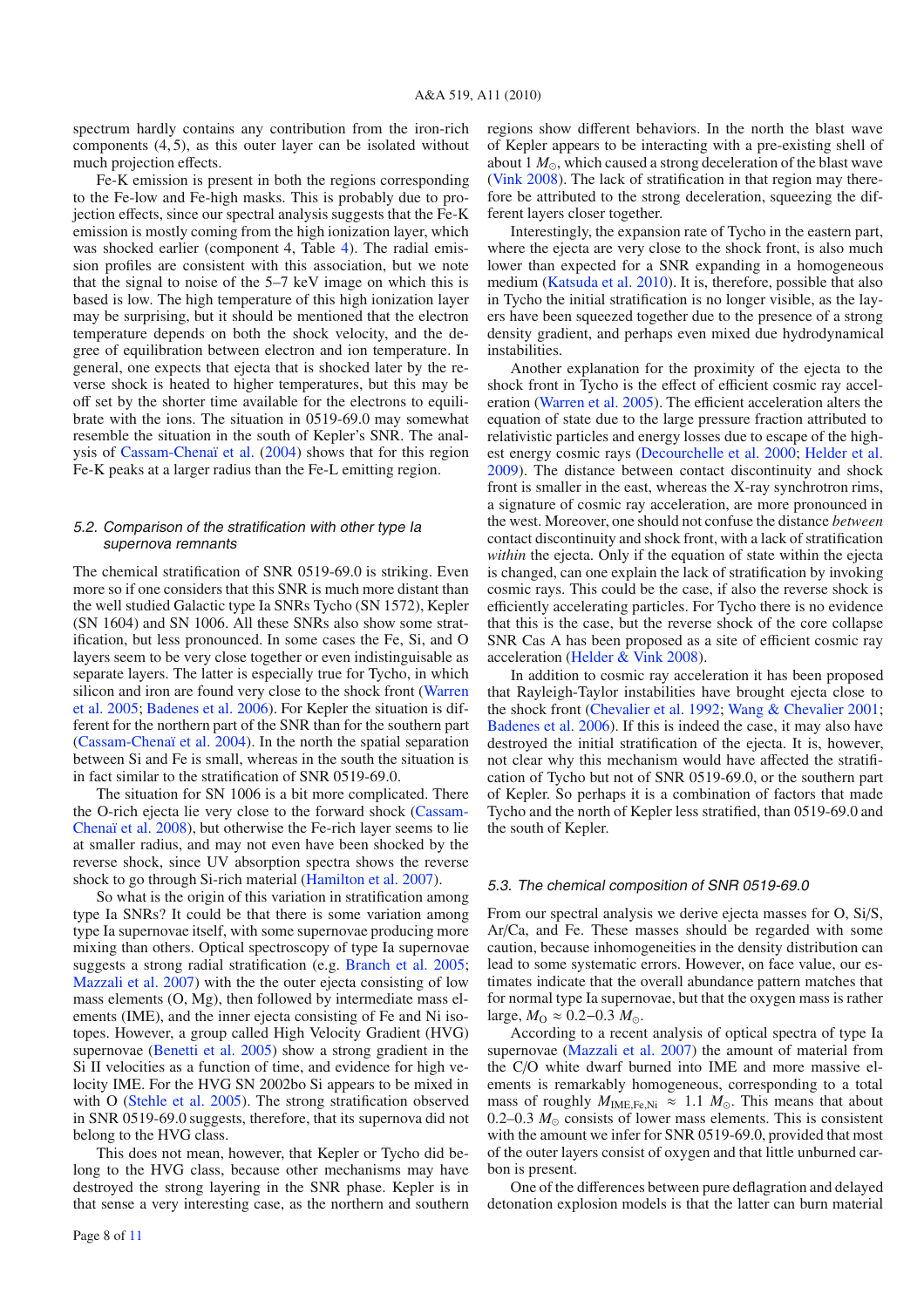spectrum hardly contains any contribution from the iron-rich components (4, 5), as this outer layer can be isolated without much projection effects.

Fe-K emission is present in both the regions corresponding to the Fe-low and Fe-high masks. This is probably due to projection effects, since our spectral analysis suggests that the Fe-K emission is mostly coming from the high ionization layer, which was shocked earlier (component 4, Table 4). The radial emission profiles are consistent with this association, but we note that the signal to noise of the 5–7 keV image on which this is based is low. The high temperature of this high ionization layer may be surprising, but it should be mentioned that the electron temperature depends on both the shock velocity, and the degree of equilibration between electron and ion temperature. In general, one expects that ejecta that is shocked later by the reverse shock is heated to higher temperatures, but this may be off set by the shorter time available for the electrons to equilibrate with the ions. The situation in 0519-69.0 may somewhat resemble the situation in the south of Kepler's SNR. The analysis of Cassam-Chenaï et al. (2004) shows that for this region Fe-K peaks at a larger radius than the Fe-L emitting region.

### 5.2. Comparison of the stratification with other type Ia supernova remnants

The chemical stratification of SNR 0519-69.0 is striking. Even more so if one considers that this SNR is much more distant than the well studied Galactic type Ia SNRs Tycho (SN 1572), Kepler (SN 1604) and SN 1006. All these SNRs also show some stratification, but less pronounced. In some cases the Fe, Si, and O layers seem to be very close together or even indistinguisable as separate layers. The latter is especially true for Tycho, in which silicon and iron are found very close to the shock front (Warren et al. 2005; Badenes et al. 2006). For Kepler the situation is different for the northern part of the SNR than for the southern part (Cassam-Chenaï et al. 2004). In the north the spatial separation between Si and Fe is small, whereas in the south the situation is in fact similar to the stratification of SNR 0519-69.0.

The situation for SN 1006 is a bit more complicated. There the O-rich ejecta lie very close to the forward shock (Cassam-Chenaï et al. 2008), but otherwise the Fe-rich layer seems to lie at smaller radius, and may not even have been shocked by the reverse shock, since UV absorption spectra shows the reverse shock to go through Si-rich material (Hamilton et al. 2007).

So what is the origin of this variation in stratification among type Ia SNRs? It could be that there is some variation among type Ia supernovae itself, with some supernovae producing more mixing than others. Optical spectroscopy of type Ia supernovae suggests a strong radial stratification (e.g. Branch et al. 2005; Mazzali et al. 2007) with the the outer ejecta consisting of low mass elements (O, Mg), then followed by intermediate mass elements (IME), and the inner ejecta consisting of Fe and Ni isotopes. However, a group called High Velocity Gradient (HVG) supernovae (Benetti et al. 2005) show a strong gradient in the Si II velocities as a function of time, and evidence for high velocity IME. For the HVG SN 2002bo Si appears to be mixed in with O (Stehle et al. 2005). The strong stratification observed in SNR 0519-69.0 suggests, therefore, that its supernova did not belong to the HVG class.

This does not mean, however, that Kepler or Tycho did belong to the HVG class, because other mechanisms may have destroyed the strong layering in the SNR phase. Kepler is in that sense a very interesting case, as the northern and southern regions show different behaviors. In the north the blast wave of Kepler appears to be interacting with a pre-existing shell of about 1 $M_{\odot}$, which caused a strong deceleration of the blast wave (Vink 2008). The lack of stratification in that region may therefore be attributed to the strong deceleration, squeezing the different layers closer together.

Interestingly, the expansion rate of Tycho in the eastern part, where the ejecta are very close to the shock front, is also much lower than expected for a SNR expanding in a homogeneous medium (Katsuda et al. 2010). It is, therefore, possible that also in Tycho the initial stratification is no longer visible, as the layers have been squeezed together due to the presence of a strong density gradient, and perhaps even mixed due hydrodynamical instabilities.

Another explanation for the proximity of the ejecta to the shock front in Tycho is the effect of efficient cosmic ray acceleration (Warren et al. 2005). The efficient acceleration alters the equation of state due to the large pressure fraction attributed to relativistic particles and energy losses due to escape of the highest energy cosmic rays (Decourchelle et al. 2000; Helder et al. 2009). The distance between contact discontinuity and shock front is smaller in the east, whereas the X-ray synchrotron rims, a signature of cosmic ray acceleration, are more pronounced in the west. Moreover, one should not confuse the distance *between* contact discontinuity and shock front, with a lack of stratification *within* the ejecta. Only if the equation of state within the ejecta is changed, can one explain the lack of stratification by invoking cosmic rays. This could be the case, if also the reverse shock is efficiently accelerating particles. For Tycho there is no evidence that this is the case, but the reverse shock of the core collapse SNR Cas A has been proposed as a site of efficient cosmic ray acceleration (Helder & Vink 2008).

In addition to cosmic ray acceleration it has been proposed that Rayleigh-Taylor instabilities have brought ejecta close to the shock front (Chevalier et al. 1992; Wang & Chevalier 2001; Badenes et al. 2006). If this is indeed the case, it may also have destroyed the initial stratification of the ejecta. It is, however, not clear why this mechanism would have affected the stratification of Tycho but not of SNR 0519-69.0, or the southern part of Kepler. So perhaps it is a combination of factors that made Tycho and the north of Kepler less stratified, than 0519-69.0 and the south of Kepler.

### 5.3. The chemical composition of SNR 0519-69.0

From our spectral analysis we derive ejecta masses for O, Si/S, Ar/Ca, and Fe. These masses should be regarded with some caution, because inhomogeneities in the density distribution can lead to some systematic errors. However, on face value, our estimates indicate that the overall abundance pattern matches that for normal type Ia supernovae, but that the oxygen mass is rather large, $M_{\rm O} \approx 0.2$–$0.3\ M_{\odot}$.

According to a recent analysis of optical spectra of type Ia supernovae (Mazzali et al. 2007) the amount of material from the C/O white dwarf burned into IME and more massive elements is remarkably homogeneous, corresponding to a total mass of roughly $M_{\rm IME,Fe,Ni} \approx 1.1\ M_{\odot}$. This means that about 0.2–0.3 $M_{\odot}$ consists of lower mass elements. This is consistent with the amount we infer for SNR 0519-69.0, provided that most of the outer layers consist of oxygen and that little unburned carbon is present.

One of the differences between pure deflagration and delayed detonation explosion models is that the latter can burn material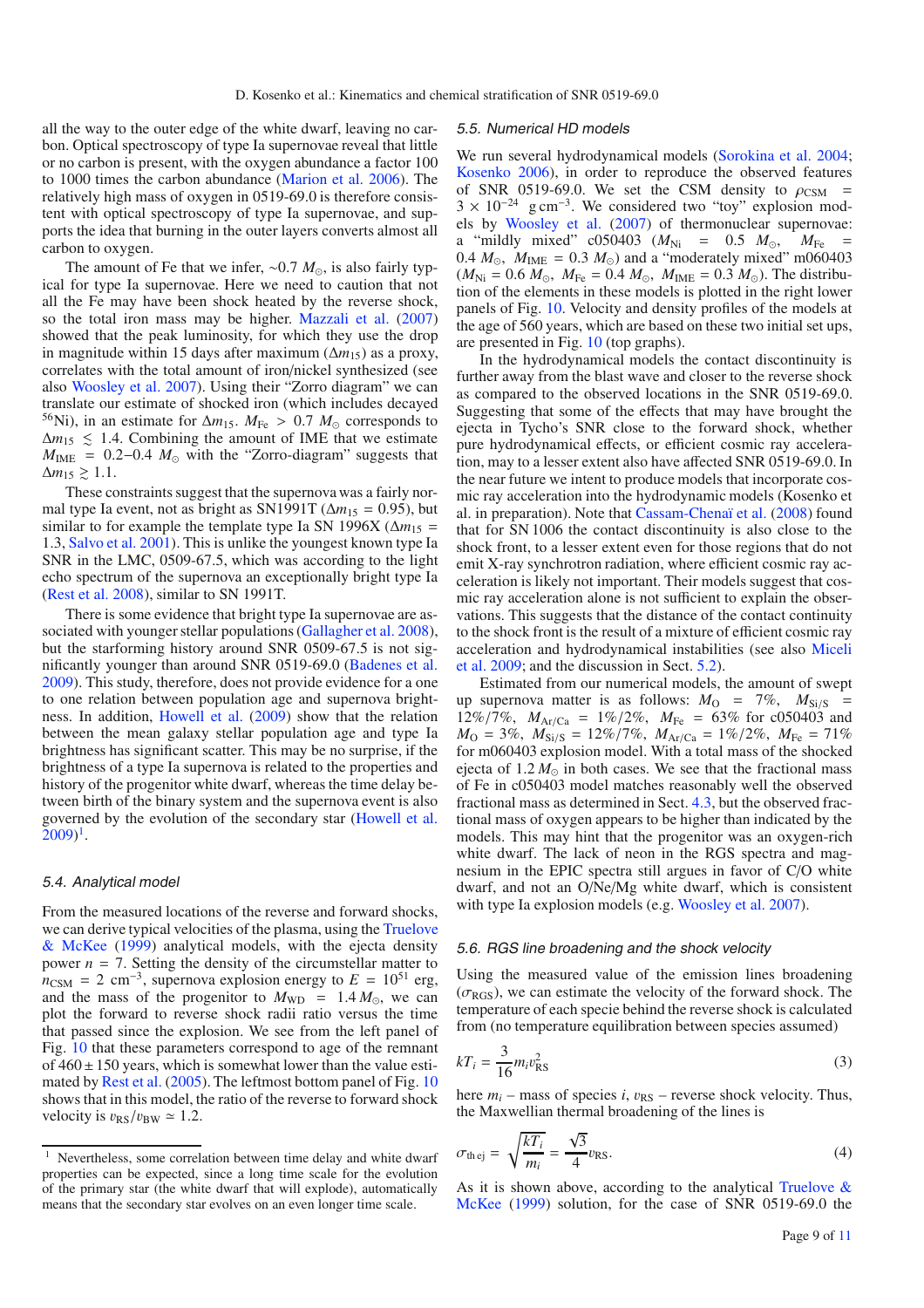all the way to the outer edge of the white dwarf, leaving no carbon. Optical spectroscopy of type Ia supernovae reveal that little or no carbon is present, with the oxygen abundance a factor 100 to 1000 times the carbon abundance (Marion et al. 2006). The relatively high mass of oxygen in 0519-69.0 is therefore consistent with optical spectroscopy of type Ia supernovae, and supports the idea that burning in the outer layers converts almost all carbon to oxygen.

The amount of Fe that we infer, $\sim$0.7 $M_\odot$, is also fairly typical for type Ia supernovae. Here we need to caution that not all the Fe may have been shock heated by the reverse shock, so the total iron mass may be higher. Mazzali et al. (2007) showed that the peak luminosity, for which they use the drop in magnitude within 15 days after maximum ($\Delta m_{15}$) as a proxy, correlates with the total amount of iron/nickel synthesized (see also Woosley et al. 2007). Using their "Zorro diagram" we can translate our estimate of shocked iron (which includes decayed $^{56}$Ni), in an estimate for $\Delta m_{15}$. $M_{\rm Fe} > 0.7\ M_\odot$ corresponds to $\Delta m_{15} \lesssim 1.4$. Combining the amount of IME that we estimate $M_{\rm IME} = 0.2$–$0.4\ M_\odot$ with the "Zorro-diagram" suggests that $\Delta m_{15} \gtrsim 1.1$.

These constraints suggest that the supernova was a fairly normal type Ia event, not as bright as SN1991T ($\Delta m_{15} = 0.95$), but similar to for example the template type Ia SN 1996X ($\Delta m_{15} = 1.3$, Salvo et al. 2001). This is unlike the youngest known type Ia SNR in the LMC, 0509-67.5, which was according to the light echo spectrum of the supernova an exceptionally bright type Ia (Rest et al. 2008), similar to SN 1991T.

There is some evidence that bright type Ia supernovae are associated with younger stellar populations (Gallagher et al. 2008), but the starforming history around SNR 0509-67.5 is not significantly younger than around SNR 0519-69.0 (Badenes et al. 2009). This study, therefore, does not provide evidence for a one to one relation between population age and supernova brightness. In addition, Howell et al. (2009) show that the relation between the mean galaxy stellar population age and type Ia brightness has significant scatter. This may be no surprise, if the brightness of a type Ia supernova is related to the properties and history of the progenitor white dwarf, whereas the time delay between birth of the binary system and the supernova event is also governed by the evolution of the secondary star (Howell et al. 2009)[1].

### 5.4. Analytical model

From the measured locations of the reverse and forward shocks, we can derive typical velocities of the plasma, using the Truelove & McKee (1999) analytical models, with the ejecta density power $n = 7$. Setting the density of the circumstellar matter to $n_{\rm CSM} = 2$ cm$^{-3}$, supernova explosion energy to $E = 10^{51}$ erg, and the mass of the progenitor to $M_{\rm WD} = 1.4\,M_\odot$, we can plot the forward to reverse shock radii ratio versus the time that passed since the explosion. We see from the left panel of Fig. 10 that these parameters correspond to age of the remnant of $460 \pm 150$ years, which is somewhat lower than the value estimated by Rest et al. (2005). The leftmost bottom panel of Fig. 10 shows that in this model, the ratio of the reverse to forward shock velocity is $v_{\rm RS}/v_{\rm BW} \simeq 1.2$.

[1] Nevertheless, some correlation between time delay and white dwarf properties can be expected, since a long time scale for the evolution of the primary star (the white dwarf that will explode), automatically means that the secondary star evolves on an even longer time scale.

### 5.5. Numerical HD models

We run several hydrodynamical models (Sorokina et al. 2004; Kosenko 2006), in order to reproduce the observed features of SNR 0519-69.0. We set the CSM density to $\rho_{\rm CSM} = 3 \times 10^{-24}$ g cm$^{-3}$. We considered two "toy" explosion models by Woosley et al. (2007) of thermonuclear supernovae: a "mildly mixed" c050403 ($M_{\rm Ni} = 0.5\ M_\odot$, $M_{\rm Fe} = 0.4\ M_\odot$, $M_{\rm IME} = 0.3\ M_\odot$) and a "moderately mixed" m060403 ($M_{\rm Ni} = 0.6\,M_\odot$, $M_{\rm Fe} = 0.4\,M_\odot$, $M_{\rm IME} = 0.3\,M_\odot$). The distribution of the elements in these models is plotted in the right lower panels of Fig. 10. Velocity and density profiles of the models at the age of 560 years, which are based on these two initial set ups, are presented in Fig. 10 (top graphs).

In the hydrodynamical models the contact discontinuity is further away from the blast wave and closer to the reverse shock as compared to the observed locations in the SNR 0519-69.0. Suggesting that some of the effects that may have brought the ejecta in Tycho's SNR close to the forward shock, whether pure hydrodynamical effects, or efficient cosmic ray acceleration, may to a lesser extent also have affected SNR 0519-69.0. In the near future we intent to produce models that incorporate cosmic ray acceleration into the hydrodynamic models (Kosenko et al. in preparation). Note that Cassam-Chenaï et al. (2008) found that for SN 1006 the contact discontinuity is also close to the shock front, to a lesser extent even for those regions that do not emit X-ray synchrotron radiation, where efficient cosmic ray acceleration is likely not important. Their models suggest that cosmic ray acceleration alone is not sufficient to explain the observations. This suggests that the distance of the contact continuity to the shock front is the result of a mixture of efficient cosmic ray acceleration and hydrodynamical instabilities (see also Miceli et al. 2009; and the discussion in Sect. 5.2).

Estimated from our numerical models, the amount of swept up supernova matter is as follows: $M_{\rm O} = 7\%$, $M_{\rm Si/S} = 12\%/7\%$, $M_{\rm Ar/Ca} = 1\%/2\%$, $M_{\rm Fe} = 63\%$ for c050403 and $M_{\rm O} = 3\%$, $M_{\rm Si/S} = 12\%/7\%$, $M_{\rm Ar/Ca} = 1\%/2\%$, $M_{\rm Fe} = 71\%$ for m060403 explosion model. With a total mass of the shocked ejecta of 1.2 $M_\odot$ in both cases. We see that the fractional mass of Fe in c050403 model matches reasonably well the observed fractional mass as determined in Sect. 4.3, but the observed fractional mass of oxygen appears to be higher than indicated by the models. This may hint that the progenitor was an oxygen-rich white dwarf. The lack of neon in the RGS spectra and magnesium in the EPIC spectra still argues in favor of C/O white dwarf, and not an O/Ne/Mg white dwarf, which is consistent with type Ia explosion models (e.g. Woosley et al. 2007).

### 5.6. RGS line broadening and the shock velocity

Using the measured value of the emission lines broadening ($\sigma_{\rm RGS}$), we can estimate the velocity of the forward shock. The temperature of each specie behind the reverse shock is calculated from (no temperature equilibration between species assumed)

$$kT_i = \frac{3}{16} m_i v_{\rm RS}^2 \tag{3}$$

here $m_i$ – mass of species $i$, $v_{\rm RS}$ – reverse shock velocity. Thus, the Maxwellian thermal broadening of the lines is

$$\sigma_{\rm th\,ej} = \sqrt{\frac{kT_i}{m_i}} = \frac{\sqrt{3}}{4} v_{\rm RS}. \tag{4}$$

As it is shown above, according to the analytical Truelove & McKee (1999) solution, for the case of SNR 0519-69.0 the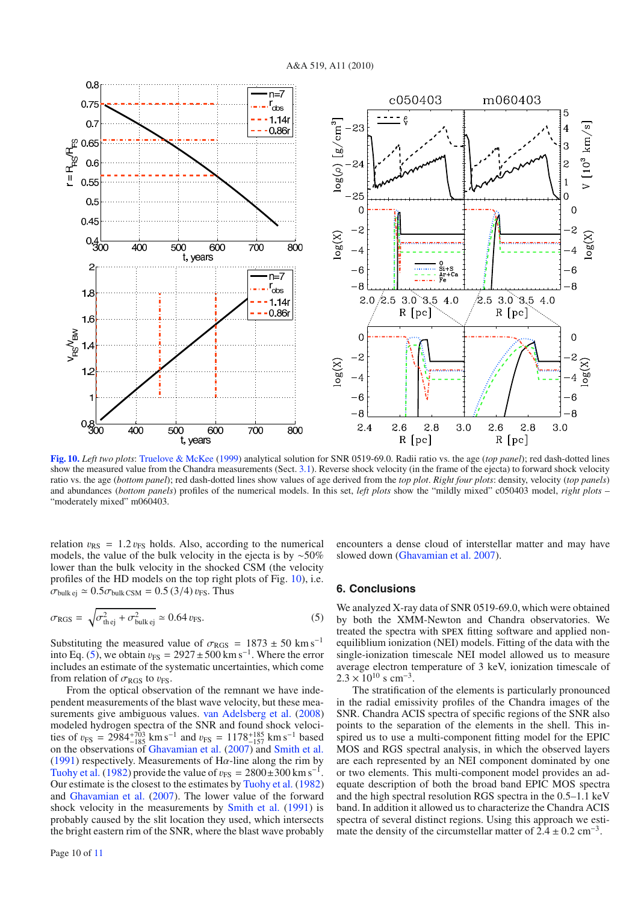**Fig. 10.** *Left two plots*: Truelove & McKee (1999) analytical solution for SNR 0519-69.0. Radii ratio vs. the age (*top panel*); red dash-dotted lines show the measured value from the Chandra measurements (Sect. 3.1). Reverse shock velocity (in the frame of the ejecta) to forward shock velocity ratio vs. the age (*bottom panel*); red dash-dotted lines show values of age derived from the *top plot*. *Right four plots*: density, velocity (*top panels*) and abundances (*bottom panels*) profiles of the numerical models. In this set, *left plots* show the "mildly mixed" c050403 model, *right plots* – "moderately mixed" m060403.

relation $v_{\rm RS} = 1.2\, v_{\rm FS}$ holds. Also, according to the numerical models, the value of the bulk velocity in the ejecta is by ~50% lower than the bulk velocity in the shocked CSM (the velocity profiles of the HD models on the top right plots of Fig. 10), i.e. $\sigma_{\rm bulk\,ej} \simeq 0.5\sigma_{\rm bulk\,CSM} = 0.5\,(3/4)\,v_{\rm FS}$. Thus

$$\sigma_{\rm RGS} = \sqrt{\sigma^2_{\rm th\,ej} + \sigma^2_{\rm bulk\,ej}} \simeq 0.64\, v_{\rm FS}. \quad (5)$$

Substituting the measured value of $\sigma_{\rm RGS} = 1873 \pm 50$ km s$^{-1}$ into Eq. (5), we obtain $v_{\rm FS} = 2927 \pm 500$ km s$^{-1}$. Where the error includes an estimate of the systematic uncertainties, which come from relation of $\sigma_{\rm RGS}$ to $v_{\rm FS}$.

From the optical observation of the remnant we have independent measurements of the blast wave velocity, but these measurements give ambiguous values. van Adelsberg et al. (2008) modeled hydrogen spectra of the SNR and found shock velocities of $v_{\rm FS} = 2984^{+703}_{-185}$ km s$^{-1}$ and $v_{\rm FS} = 1178^{+185}_{-157}$ km s$^{-1}$ based on the observations of Ghavamian et al. (2007) and Smith et al. (1991) respectively. Measurements of H$\alpha$-line along the rim by Tuohy et al. (1982) provide the value of $v_{\rm FS} = 2800 \pm 300$ km s$^{-1}$. Our estimate is the closest to the estimates by Tuohy et al. (1982) and Ghavamian et al. (2007). The lower value of the forward shock velocity in the measurements by Smith et al. (1991) is probably caused by the slit location they used, which intersects the bright eastern rim of the SNR, where the blast wave probably encounters a dense cloud of interstellar matter and may have slowed down (Ghavamian et al. 2007).

## 6. Conclusions

We analyzed X-ray data of SNR 0519-69.0, which were obtained by both the XMM-Newton and Chandra observatories. We treated the spectra with SPEX fitting software and applied non-equilibrium ionization (NEI) models. Fitting of the data with the single-ionization timescale NEI model allowed us to measure average electron temperature of 3 keV, ionization timescale of $2.3 \times 10^{10}$ s cm$^{-3}$.

The stratification of the elements is particularly pronounced in the radial emissivity profiles of the Chandra images of the SNR. Chandra ACIS spectra of specific regions of the SNR also points to the separation of the elements in the shell. This inspired us to use a multi-component fitting model for the EPIC MOS and RGS spectral analysis, in which the observed layers are each represented by an NEI component dominated by one or two elements. This multi-component model provides an adequate description of both the broad band EPIC MOS spectra and the high spectral resolution RGS spectra in the 0.5–1.1 keV band. In addition it allowed us to characterize the Chandra ACIS spectra of several distinct regions. Using this approach we estimate the density of the circumstellar matter of $2.4 \pm 0.2$ cm$^{-3}$.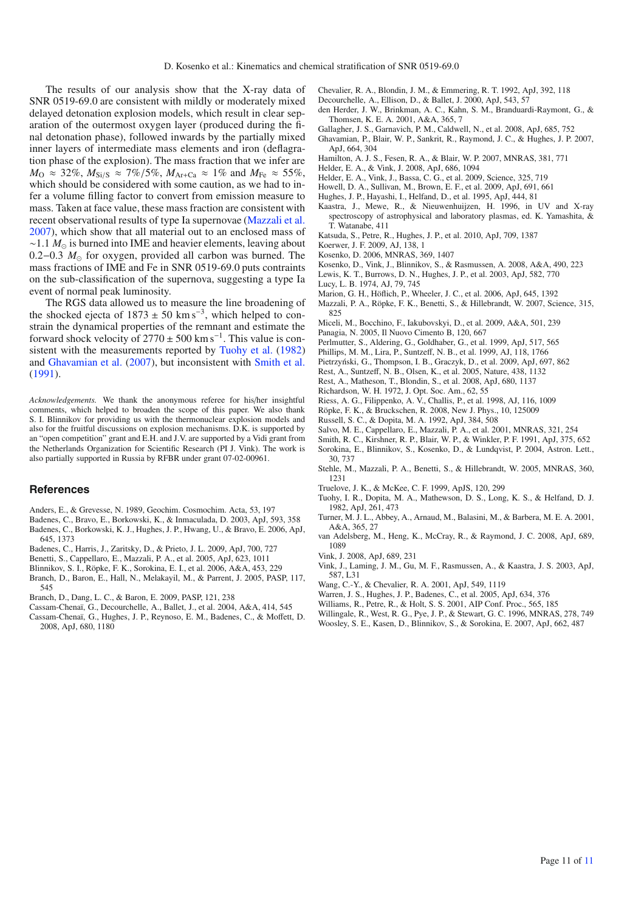The results of our analysis show that the X-ray data of SNR 0519-69.0 are consistent with mildly or moderately mixed delayed detonation explosion models, which result in clear separation of the outermost oxygen layer (produced during the final detonation phase), followed inwards by the partially mixed inner layers of intermediate mass elements and iron (deflagration phase of the explosion). The mass fraction that we infer are $M_{\rm O} \approx 32\%$, $M_{\rm Si/S} \approx 7\%/5\%$, $M_{\rm Ar+Ca} \approx 1\%$ and $M_{\rm Fe} \approx 55\%$, which should be considered with some caution, as we had to infer a volume filling factor to convert from emission measure to mass. Taken at face value, these mass fraction are consistent with recent observational results of type Ia supernovae (Mazzali et al. 2007), which show that all material out to an enclosed mass of $\sim$1.1 $M_{\odot}$ is burned into IME and heavier elements, leaving about 0.2−0.3 $M_{\odot}$ for oxygen, provided all carbon was burned. The mass fractions of IME and Fe in SNR 0519-69.0 puts contraints on the sub-classification of the supernova, suggesting a type Ia event of normal peak luminosity.

The RGS data allowed us to measure the line broadening of the shocked ejecta of $1873 \pm 50$ km s$^{-3}$, which helped to constrain the dynamical properties of the remnant and estimate the forward shock velocity of $2770 \pm 500$ km s$^{-1}$. This value is consistent with the measurements reported by Tuohy et al. (1982) and Ghavamian et al. (2007), but inconsistent with Smith et al. (1991).

*Acknowledgements.* We thank the anonymous referee for his/her insightful comments, which helped to broaden the scope of this paper. We also thank S. I. Blinnikov for providing us with the thermonuclear explosion models and also for the fruitful discussions on explosion mechanisms. D.K. is supported by an "open competition" grant and E.H. and J.V. are supported by a Vidi grant from the Netherlands Organization for Scientific Research (PI J. Vink). The work is also partially supported in Russia by RFBR under grant 07-02-00961.

## References

Anders, E., & Grevesse, N. 1989, Geochim. Cosmochim. Acta, 53, 197
Badenes, C., Bravo, E., Borkowski, K., & Inmaculada, D. 2003, ApJ, 593, 358
Badenes, C., Borkowski, K. J., Hughes, J. P., Hwang, U., & Bravo, E. 2006, ApJ, 645, 1373
Badenes, C., Harris, J., Zaritsky, D., & Prieto, J. L. 2009, ApJ, 700, 727
Benetti, S., Cappellaro, E., Mazzali, P. A., et al. 2005, ApJ, 623, 1011
Blinnikov, S. I., Röpke, F. K., Sorokina, E. I., et al. 2006, A&A, 453, 229
Branch, D., Baron, E., Hall, N., Melakayil, M., & Parrent, J. 2005, PASP, 117, 545
Branch, D., Dang, L. C., & Baron, E. 2009, PASP, 121, 238
Cassam-Chenaï, G., Decourchelle, A., Ballet, J., et al. 2004, A&A, 414, 545
Cassam-Chenaï, G., Hughes, J. P., Reynoso, E. M., Badenes, C., & Moffett, D. 2008, ApJ, 680, 1180
Chevalier, R. A., Blondin, J. M., & Emmering, R. T. 1992, ApJ, 392, 118
Decourchelle, A., Ellison, D., & Ballet, J. 2000, ApJ, 543, 57
den Herder, J. W., Brinkman, A. C., Kahn, S. M., Branduardi-Raymont, G., & Thomsen, K. E. A. 2001, A&A, 365, 7
Gallagher, J. S., Garnavich, P. M., Caldwell, N., et al. 2008, ApJ, 685, 752
Ghavamian, P., Blair, W. P., Sankrit, R., Raymond, J. C., & Hughes, J. P. 2007, ApJ, 664, 304
Hamilton, A. J. S., Fesen, R. A., & Blair, W. P. 2007, MNRAS, 381, 771
Helder, E. A., & Vink, J. 2008, ApJ, 686, 1094
Helder, E. A., Vink, J., Bassa, C. G., et al. 2009, Science, 325, 719
Howell, D. A., Sullivan, M., Brown, E. F., et al. 2009, ApJ, 691, 661
Hughes, J. P., Hayashi, I., Helfand, D., et al. 1995, ApJ, 444, 81
Kaastra, J., Mewe, R., & Nieuwenhuijzen, H. 1996, in UV and X-ray spectroscopy of astrophysical and laboratory plasmas, ed. K. Yamashita, & T. Watanabe, 411
Katsuda, S., Petre, R., Hughes, J. P., et al. 2010, ApJ, 709, 1387
Koerwer, J. F. 2009, AJ, 138, 1
Kosenko, D. 2006, MNRAS, 369, 1407
Kosenko, D., Vink, J., Blinnikov, S., & Rasmussen, A. 2008, A&A, 490, 223
Lewis, K. T., Burrows, D. N., Hughes, J. P., et al. 2003, ApJ, 582, 770
Lucy, L. B. 1974, AJ, 79, 745
Marion, G. H., Höflich, P., Wheeler, J. C., et al. 2006, ApJ, 645, 1392
Mazzali, P. A., Röpke, F. K., Benetti, S., & Hillebrandt, W. 2007, Science, 315, 825
Miceli, M., Bocchino, F., Iakubovskyi, D., et al. 2009, A&A, 501, 239
Panagia, N. 2005, Il Nuovo Cimento B, 120, 667
Perlmutter, S., Aldering, G., Goldhaber, G., et al. 1999, ApJ, 517, 565
Phillips, M. M., Lira, P., Suntzeff, N. B., et al. 1999, AJ, 118, 1766
Pietrzyński, G., Thompson, I. B., Graczyk, D., et al. 2009, ApJ, 697, 862
Rest, A., Suntzeff, N. B., Olsen, K., et al. 2005, Nature, 438, 1132
Rest, A., Matheson, T., Blondin, S., et al. 2008, ApJ, 680, 1137
Richardson, W. H. 1972, J. Opt. Soc. Am., 62, 55
Riess, A. G., Filippenko, A. V., Challis, P., et al. 1998, AJ, 116, 1009
Röpke, F. K., & Bruckschen, R. 2008, New J. Phys., 10, 125009
Russell, S. C., & Dopita, M. A. 1992, ApJ, 384, 508
Salvo, M. E., Cappellaro, E., Mazzali, P. A., et al. 2001, MNRAS, 321, 254
Smith, R. C., Kirshner, R. P., Blair, W. P., & Winkler, P. F. 1991, ApJ, 375, 652
Sorokina, E., Blinnikov, S., Kosenko, D., & Lundqvist, P. 2004, Astron. Lett., 30, 737
Stehle, M., Mazzali, P. A., Benetti, S., & Hillebrandt, W. 2005, MNRAS, 360, 1231
Truelove, J. K., & McKee, C. F. 1999, ApJS, 120, 299
Tuohy, I. R., Dopita, M. A., Mathewson, D. S., Long, K. S., & Helfand, D. J. 1982, ApJ, 261, 473
Turner, M. J. L., Abbey, A., Arnaud, M., Balasini, M., & Barbera, M. E. A. 2001, A&A, 365, 27
van Adelsberg, M., Heng, K., McCray, R., & Raymond, J. C. 2008, ApJ, 689, 1089
Vink, J. 2008, ApJ, 689, 231
Vink, J., Laming, J. M., Gu, M. F., Rasmussen, A., & Kaastra, J. S. 2003, ApJ, 587, L31
Wang, C.-Y., & Chevalier, R. A. 2001, ApJ, 549, 1119
Warren, J. S., Hughes, J. P., Badenes, C., et al. 2005, ApJ, 634, 376
Williams, R., Petre, R., & Holt, S. S. 2001, AIP Conf. Proc., 565, 185
Willingale, R., West, R. G., Pye, J. P., & Stewart, G. C. 1996, MNRAS, 278, 749
Woosley, S. E., Kasen, D., Blinnikov, S., & Sorokina, E. 2007, ApJ, 662, 487